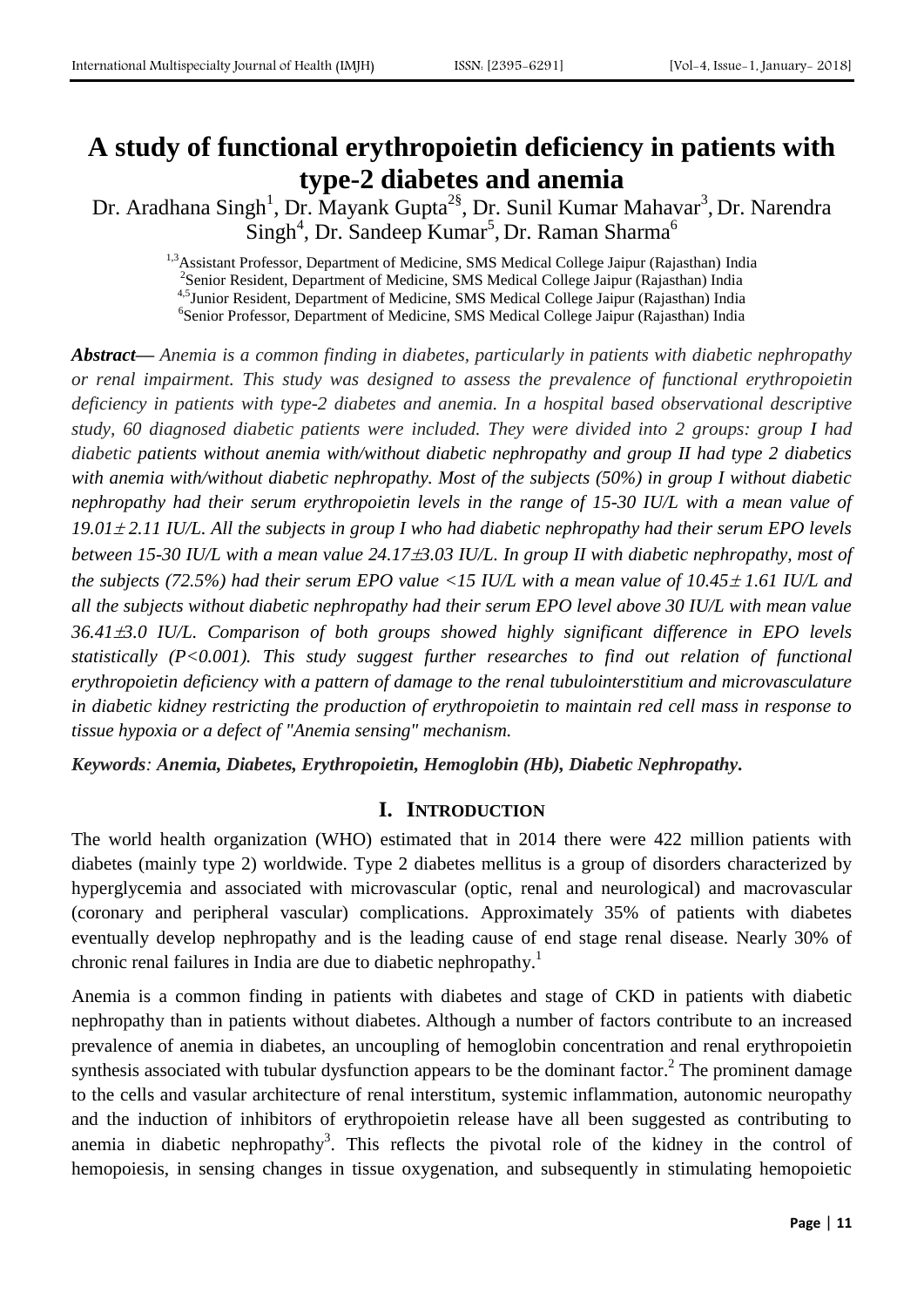# A study of functional erythropoietin deficiency in patients with type-2 diabetes and anemia

Dr. Aradhana Singh[1], Dr. Mayank Gupta[2§], Dr. Sunil Kumar Mahavar[3], Dr. Narendra Singh[4], Dr. Sandeep Kumar[5], Dr. Raman Sharma[6]

[1,3]Assistant Professor, Department of Medicine, SMS Medical College Jaipur (Rajasthan) India
[2]Senior Resident, Department of Medicine, SMS Medical College Jaipur (Rajasthan) India
[4,5]Junior Resident, Department of Medicine, SMS Medical College Jaipur (Rajasthan) India
[6]Senior Professor, Department of Medicine, SMS Medical College Jaipur (Rajasthan) India

***Abstract***— *Anemia is a common finding in diabetes, particularly in patients with diabetic nephropathy or renal impairment. This study was designed to assess the prevalence of functional erythropoietin deficiency in patients with type-2 diabetes and anemia. In a hospital based observational descriptive study, 60 diagnosed diabetic patients were included. They were divided into 2 groups: group I had diabetic patients without anemia with/without diabetic nephropathy and group II had type 2 diabetics with anemia with/without diabetic nephropathy. Most of the subjects (50%) in group I without diabetic nephropathy had their serum erythropoietin levels in the range of 15-30 IU/L with a mean value of 19.01± 2.11 IU/L. All the subjects in group I who had diabetic nephropathy had their serum EPO levels between 15-30 IU/L with a mean value 24.17±3.03 IU/L. In group II with diabetic nephropathy, most of the subjects (72.5%) had their serum EPO value <15 IU/L with a mean value of 10.45± 1.61 IU/L and all the subjects without diabetic nephropathy had their serum EPO level above 30 IU/L with mean value 36.41±3.0 IU/L. Comparison of both groups showed highly significant difference in EPO levels statistically (P<0.001). This study suggest further researches to find out relation of functional erythropoietin deficiency with a pattern of damage to the renal tubulointerstitium and microvasculature in diabetic kidney restricting the production of erythropoietin to maintain red cell mass in response to tissue hypoxia or a defect of "Anemia sensing" mechanism.*

***Keywords**: Anemia, Diabetes, Erythropoietin, Hemoglobin (Hb), Diabetic Nephropathy.*

## I. INTRODUCTION

The world health organization (WHO) estimated that in 2014 there were 422 million patients with diabetes (mainly type 2) worldwide. Type 2 diabetes mellitus is a group of disorders characterized by hyperglycemia and associated with microvascular (optic, renal and neurological) and macrovascular (coronary and peripheral vascular) complications. Approximately 35% of patients with diabetes eventually develop nephropathy and is the leading cause of end stage renal disease. Nearly 30% of chronic renal failures in India are due to diabetic nephropathy.[1]

Anemia is a common finding in patients with diabetes and stage of CKD in patients with diabetic nephropathy than in patients without diabetes. Although a number of factors contribute to an increased prevalence of anemia in diabetes, an uncoupling of hemoglobin concentration and renal erythropoietin synthesis associated with tubular dysfunction appears to be the dominant factor.[2] The prominent damage to the cells and vasular architecture of renal interstitum, systemic inflammation, autonomic neuropathy and the induction of inhibitors of erythropoietin release have all been suggested as contributing to anemia in diabetic nephropathy[3]. This reflects the pivotal role of the kidney in the control of hemopoiesis, in sensing changes in tissue oxygenation, and subsequently in stimulating hemopoietic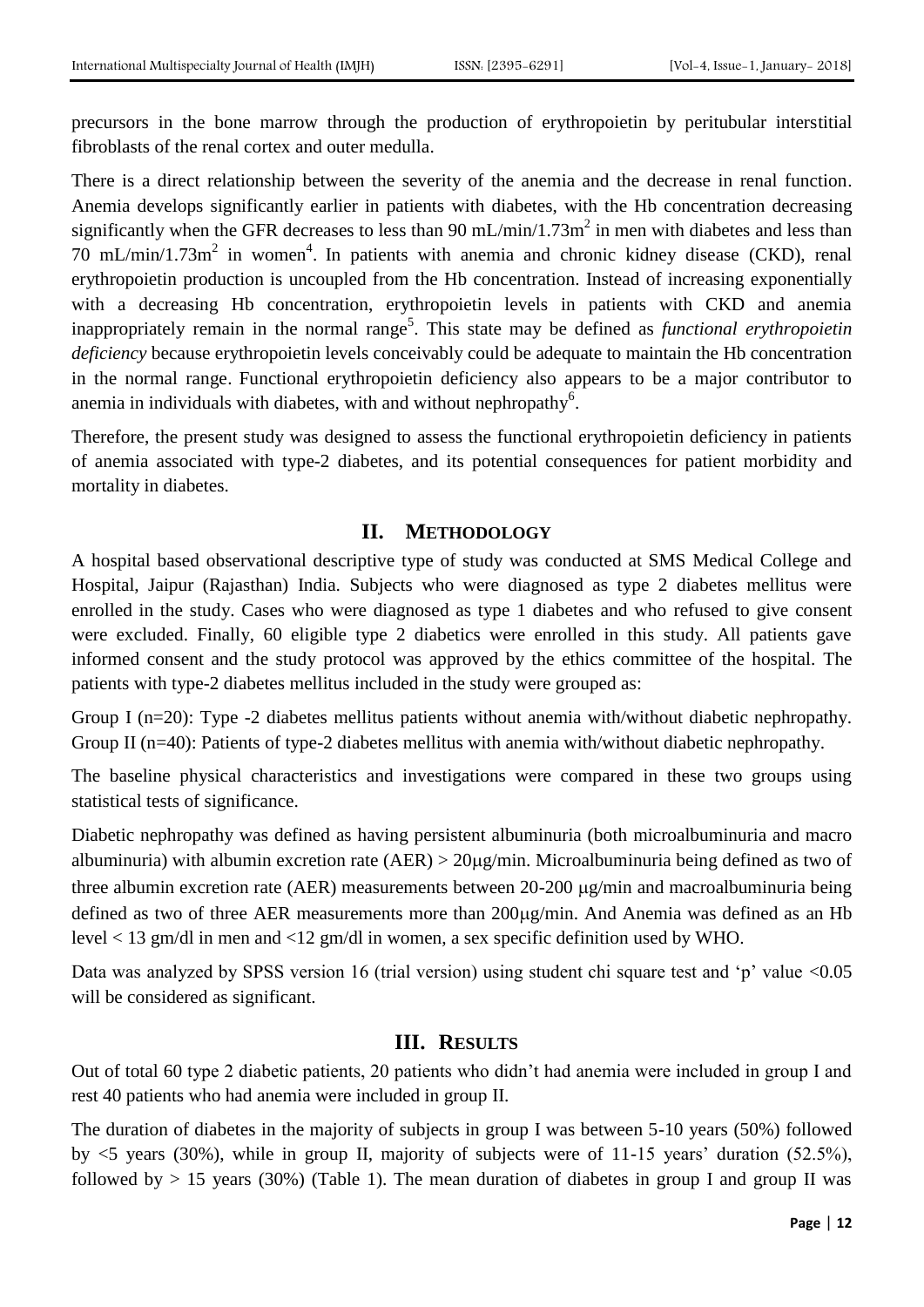precursors in the bone marrow through the production of erythropoietin by peritubular interstitial fibroblasts of the renal cortex and outer medulla.

There is a direct relationship between the severity of the anemia and the decrease in renal function. Anemia develops significantly earlier in patients with diabetes, with the Hb concentration decreasing significantly when the GFR decreases to less than 90 $mL/min/1.73m^2$ in men with diabetes and less than 70 $mL/min/1.73m^2$ in women[4]. In patients with anemia and chronic kidney disease (CKD), renal erythropoietin production is uncoupled from the Hb concentration. Instead of increasing exponentially with a decreasing Hb concentration, erythropoietin levels in patients with CKD and anemia inappropriately remain in the normal range[5]. This state may be defined as *functional erythropoietin deficiency* because erythropoietin levels conceivably could be adequate to maintain the Hb concentration in the normal range. Functional erythropoietin deficiency also appears to be a major contributor to anemia in individuals with diabetes, with and without nephropathy[6].

Therefore, the present study was designed to assess the functional erythropoietin deficiency in patients of anemia associated with type-2 diabetes, and its potential consequences for patient morbidity and mortality in diabetes.

## II. METHODOLOGY

A hospital based observational descriptive type of study was conducted at SMS Medical College and Hospital, Jaipur (Rajasthan) India. Subjects who were diagnosed as type 2 diabetes mellitus were enrolled in the study. Cases who were diagnosed as type 1 diabetes and who refused to give consent were excluded. Finally, 60 eligible type 2 diabetics were enrolled in this study. All patients gave informed consent and the study protocol was approved by the ethics committee of the hospital. The patients with type-2 diabetes mellitus included in the study were grouped as:

Group I (n=20): Type -2 diabetes mellitus patients without anemia with/without diabetic nephropathy. Group II (n=40): Patients of type-2 diabetes mellitus with anemia with/without diabetic nephropathy.

The baseline physical characteristics and investigations were compared in these two groups using statistical tests of significance.

Diabetic nephropathy was defined as having persistent albuminuria (both microalbuminuria and macro albuminuria) with albumin excretion rate (AER) > 20μg/min. Microalbuminuria being defined as two of three albumin excretion rate (AER) measurements between 20-200 μg/min and macroalbuminuria being defined as two of three AER measurements more than 200μg/min. And Anemia was defined as an Hb level < 13 gm/dl in men and <12 gm/dl in women, a sex specific definition used by WHO.

Data was analyzed by SPSS version 16 (trial version) using student chi square test and 'p' value <0.05 will be considered as significant.

## III. RESULTS

Out of total 60 type 2 diabetic patients, 20 patients who didn't had anemia were included in group I and rest 40 patients who had anemia were included in group II.

The duration of diabetes in the majority of subjects in group I was between 5-10 years (50%) followed by <5 years (30%), while in group II, majority of subjects were of 11-15 years' duration (52.5%), followed by > 15 years (30%) (Table 1). The mean duration of diabetes in group I and group II was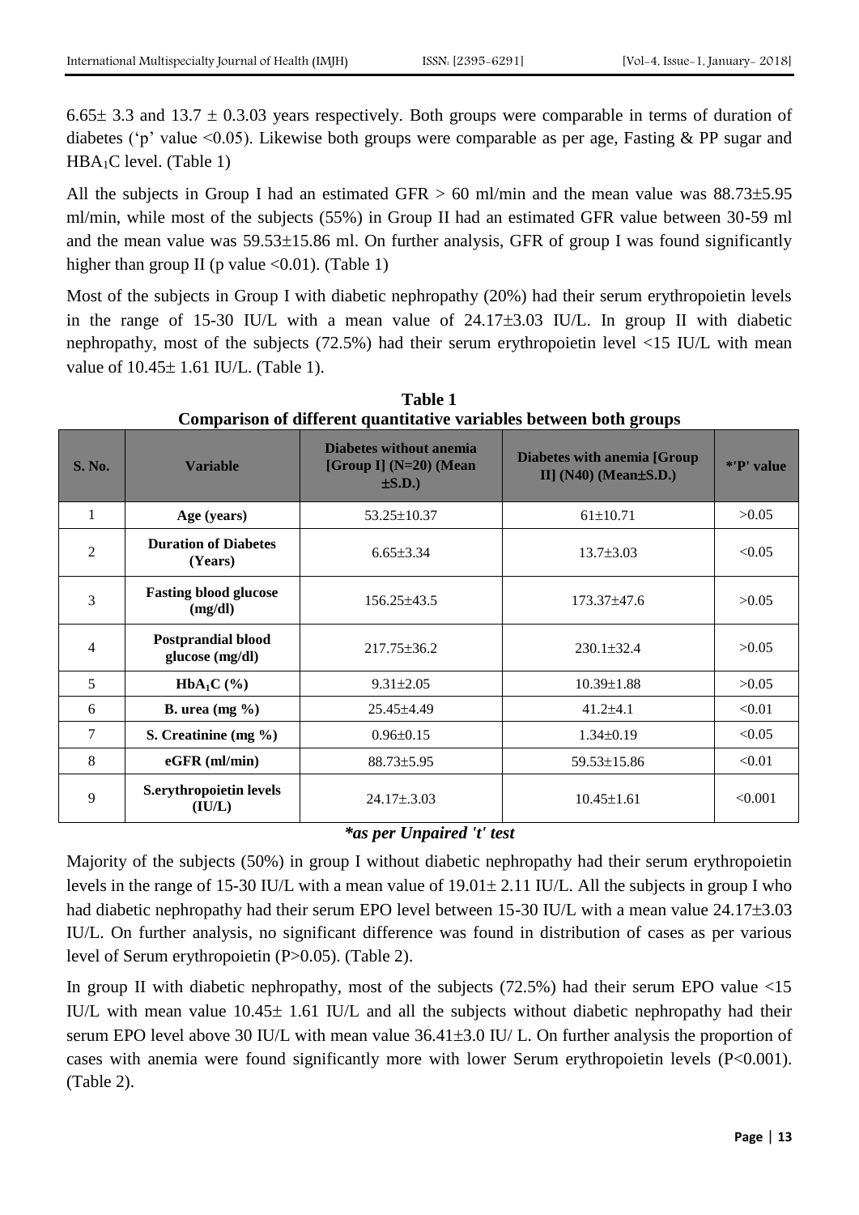6.65± 3.3 and 13.7 ± 0.3.03 years respectively. Both groups were comparable in terms of duration of diabetes ('p' value <0.05). Likewise both groups were comparable as per age, Fasting & PP sugar and $HBA_1C$ level. (Table 1)

All the subjects in Group I had an estimated GFR > 60 ml/min and the mean value was 88.73±5.95 ml/min, while most of the subjects (55%) in Group II had an estimated GFR value between 30-59 ml and the mean value was 59.53±15.86 ml. On further analysis, GFR of group I was found significantly higher than group II (p value <0.01). (Table 1)

Most of the subjects in Group I with diabetic nephropathy (20%) had their serum erythropoietin levels in the range of 15-30 IU/L with a mean value of 24.17±3.03 IU/L. In group II with diabetic nephropathy, most of the subjects (72.5%) had their serum erythropoietin level <15 IU/L with mean value of 10.45± 1.61 IU/L. (Table 1).

**Table 1**
**Comparison of different quantitative variables between both groups**

| S. No. | Variable | Diabetes without anemia [Group I] (N=20) (Mean ±S.D.) | Diabetes with anemia [Group II] (N40) (Mean±S.D.) | *'P' value |
|---|---|---|---|---|
| 1 | **Age (years)** | 53.25±10.37 | 61±10.71 | >0.05 |
| 2 | **Duration of Diabetes (Years)** | 6.65±3.34 | 13.7±3.03 | <0.05 |
| 3 | **Fasting blood glucose (mg/dl)** | 156.25±43.5 | 173.37±47.6 | >0.05 |
| 4 | **Postprandial blood glucose (mg/dl)** | 217.75±36.2 | 230.1±32.4 | >0.05 |
| 5 | **$HbA_1C$ (%)** | 9.31±2.05 | 10.39±1.88 | >0.05 |
| 6 | **B. urea (mg %)** | 25.45±4.49 | 41.2±4.1 | <0.01 |
| 7 | **S. Creatinine (mg %)** | 0.96±0.15 | 1.34±0.19 | <0.05 |
| 8 | **eGFR (ml/min)** | 88.73±5.95 | 59.53±15.86 | <0.01 |
| 9 | **S.erythropoietin levels (IU/L)** | 24.17±.3.03 | 10.45±1.61 | <0.001 |

***as per Unpaired 't' test***

Majority of the subjects (50%) in group I without diabetic nephropathy had their serum erythropoietin levels in the range of 15-30 IU/L with a mean value of 19.01± 2.11 IU/L. All the subjects in group I who had diabetic nephropathy had their serum EPO level between 15-30 IU/L with a mean value 24.17±3.03 IU/L. On further analysis, no significant difference was found in distribution of cases as per various level of Serum erythropoietin (P>0.05). (Table 2).

In group II with diabetic nephropathy, most of the subjects (72.5%) had their serum EPO value <15 IU/L with mean value 10.45± 1.61 IU/L and all the subjects without diabetic nephropathy had their serum EPO level above 30 IU/L with mean value 36.41±3.0 IU/ L. On further analysis the proportion of cases with anemia were found significantly more with lower Serum erythropoietin levels (P<0.001). (Table 2).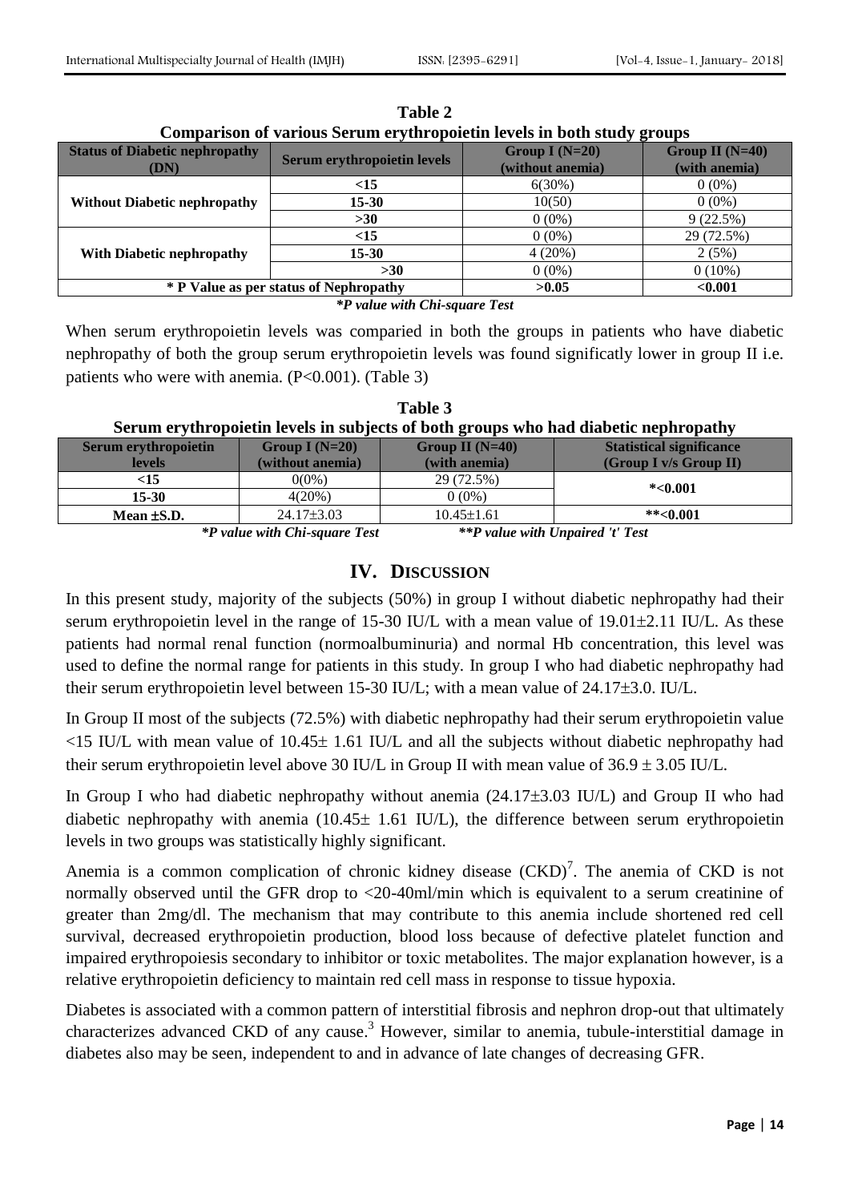**Table 2**

**Comparison of various Serum erythropoietin levels in both study groups**

| Status of Diabetic nephropathy (DN) | Serum erythropoietin levels | Group I (N=20) (without anemia) | Group II (N=40) (with anemia) |
|---|---|---|---|
| Without Diabetic nephropathy | <15 | 6(30%) | 0 (0%) |
| | 15-30 | 10(50) | 0 (0%) |
| | >30 | 0 (0%) | 9 (22.5%) |
| With Diabetic nephropathy | <15 | 0 (0%) | 29 (72.5%) |
| | 15-30 | 4 (20%) | 2 (5%) |
| | >30 | 0 (0%) | 0 (10%) |
| * P Value as per status of Nephropathy | | >0.05 | <0.001 |

*\*P value with Chi-square Test*

When serum erythropoietin levels was comparied in both the groups in patients who have diabetic nephropathy of both the group serum erythropoietin levels was found significatly lower in group II i.e. patients who were with anemia. (P<0.001). (Table 3)

**Table 3**

**Serum erythropoietin levels in subjects of both groups who had diabetic nephropathy**

| Serum erythropoietin levels | Group I (N=20) (without anemia) | Group II (N=40) (with anemia) | Statistical significance (Group I v/s Group II) |
|---|---|---|---|
| <15 | 0(0%) | 29 (72.5%) | *<0.001 |
| 15-30 | 4(20%) | 0 (0%) | |
| Mean ±S.D. | 24.17±3.03 | 10.45±1.61 | **<0.001 |

*\*P value with Chi-square Test* *\*\*P value with Unpaired 't' Test*

## IV. Discussion

In this present study, majority of the subjects (50%) in group I without diabetic nephropathy had their serum erythropoietin level in the range of 15-30 IU/L with a mean value of 19.01±2.11 IU/L. As these patients had normal renal function (normoalbuminuria) and normal Hb concentration, this level was used to define the normal range for patients in this study. In group I who had diabetic nephropathy had their serum erythropoietin level between 15-30 IU/L; with a mean value of 24.17±3.0. IU/L.

In Group II most of the subjects (72.5%) with diabetic nephropathy had their serum erythropoietin value <15 IU/L with mean value of 10.45± 1.61 IU/L and all the subjects without diabetic nephropathy had their serum erythropoietin level above 30 IU/L in Group II with mean value of 36.9 ± 3.05 IU/L.

In Group I who had diabetic nephropathy without anemia (24.17±3.03 IU/L) and Group II who had diabetic nephropathy with anemia (10.45± 1.61 IU/L), the difference between serum erythropoietin levels in two groups was statistically highly significant.

Anemia is a common complication of chronic kidney disease (CKD)[7]. The anemia of CKD is not normally observed until the GFR drop to <20-40ml/min which is equivalent to a serum creatinine of greater than 2mg/dl. The mechanism that may contribute to this anemia include shortened red cell survival, decreased erythropoietin production, blood loss because of defective platelet function and impaired erythropoiesis secondary to inhibitor or toxic metabolites. The major explanation however, is a relative erythropoietin deficiency to maintain red cell mass in response to tissue hypoxia.

Diabetes is associated with a common pattern of interstitial fibrosis and nephron drop-out that ultimately characterizes advanced CKD of any cause.[3] However, similar to anemia, tubule-interstitial damage in diabetes also may be seen, independent to and in advance of late changes of decreasing GFR.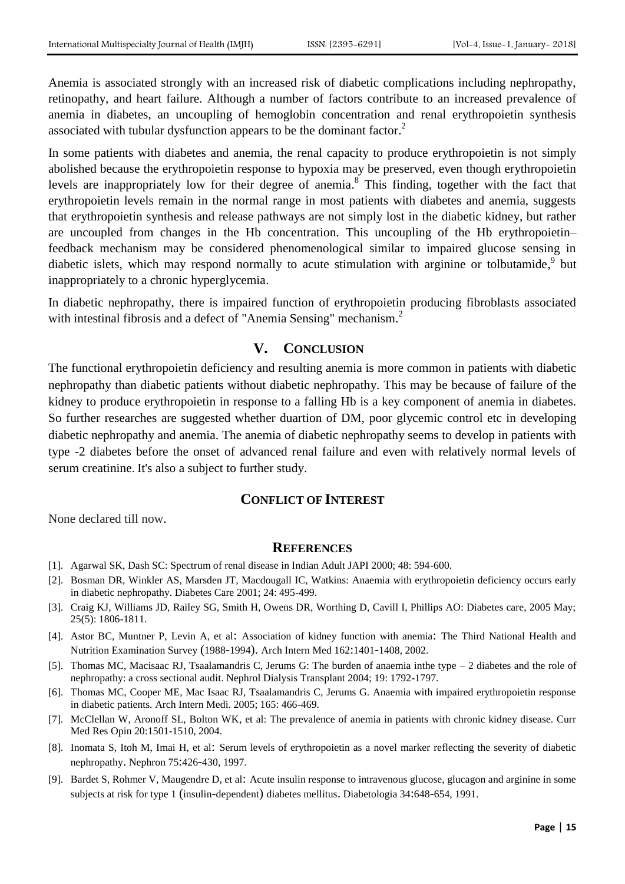Anemia is associated strongly with an increased risk of diabetic complications including nephropathy, retinopathy, and heart failure. Although a number of factors contribute to an increased prevalence of anemia in diabetes, an uncoupling of hemoglobin concentration and renal erythropoietin synthesis associated with tubular dysfunction appears to be the dominant factor.[2]

In some patients with diabetes and anemia, the renal capacity to produce erythropoietin is not simply abolished because the erythropoietin response to hypoxia may be preserved, even though erythropoietin levels are inappropriately low for their degree of anemia.[8] This finding, together with the fact that erythropoietin levels remain in the normal range in most patients with diabetes and anemia, suggests that erythropoietin synthesis and release pathways are not simply lost in the diabetic kidney, but rather are uncoupled from changes in the Hb concentration. This uncoupling of the Hb erythropoietin–feedback mechanism may be considered phenomenological similar to impaired glucose sensing in diabetic islets, which may respond normally to acute stimulation with arginine or tolbutamide,[9] but inappropriately to a chronic hyperglycemia.

In diabetic nephropathy, there is impaired function of erythropoietin producing fibroblasts associated with intestinal fibrosis and a defect of "Anemia Sensing" mechanism.[2]

## V. Conclusion

The functional erythropoietin deficiency and resulting anemia is more common in patients with diabetic nephropathy than diabetic patients without diabetic nephropathy. This may be because of failure of the kidney to produce erythropoietin in response to a falling Hb is a key component of anemia in diabetes. So further researches are suggested whether duartion of DM, poor glycemic control etc in developing diabetic nephropathy and anemia. The anemia of diabetic nephropathy seems to develop in patients with type -2 diabetes before the onset of advanced renal failure and even with relatively normal levels of serum creatinine. It's also a subject to further study.

## Conflict of Interest

None declared till now.

## References

[1]. Agarwal SK, Dash SC: Spectrum of renal disease in Indian Adult JAPI 2000; 48: 594-600.

[2]. Bosman DR, Winkler AS, Marsden JT, Macdougall IC, Watkins: Anaemia with erythropoietin deficiency occurs early in diabetic nephropathy. Diabetes Care 2001; 24: 495-499.

[3]. Craig KJ, Williams JD, Railey SG, Smith H, Owens DR, Worthing D, Cavill I, Phillips AO: Diabetes care, 2005 May; 25(5): 1806-1811.

[4]. Astor BC, Muntner P, Levin A, et al: Association of kidney function with anemia: The Third National Health and Nutrition Examination Survey (1988-1994). Arch Intern Med 162:1401-1408, 2002.

[5]. Thomas MC, Macisaac RJ, Tsaalamandris C, Jerums G: The burden of anaemia inthe type – 2 diabetes and the role of nephropathy: a cross sectional audit. Nephrol Dialysis Transplant 2004; 19: 1792-1797.

[6]. Thomas MC, Cooper ME, Mac Isaac RJ, Tsaalamandris C, Jerums G. Anaemia with impaired erythropoietin response in diabetic patients. Arch Intern Medi. 2005; 165: 466-469.

[7]. McClellan W, Aronoff SL, Bolton WK, et al: The prevalence of anemia in patients with chronic kidney disease. Curr Med Res Opin 20:1501-1510, 2004.

[8]. Inomata S, Itoh M, Imai H, et al: Serum levels of erythropoietin as a novel marker reflecting the severity of diabetic nephropathy. Nephron 75:426-430, 1997.

[9]. Bardet S, Rohmer V, Maugendre D, et al: Acute insulin response to intravenous glucose, glucagon and arginine in some subjects at risk for type 1 (insulin-dependent) diabetes mellitus. Diabetologia 34:648-654, 1991.